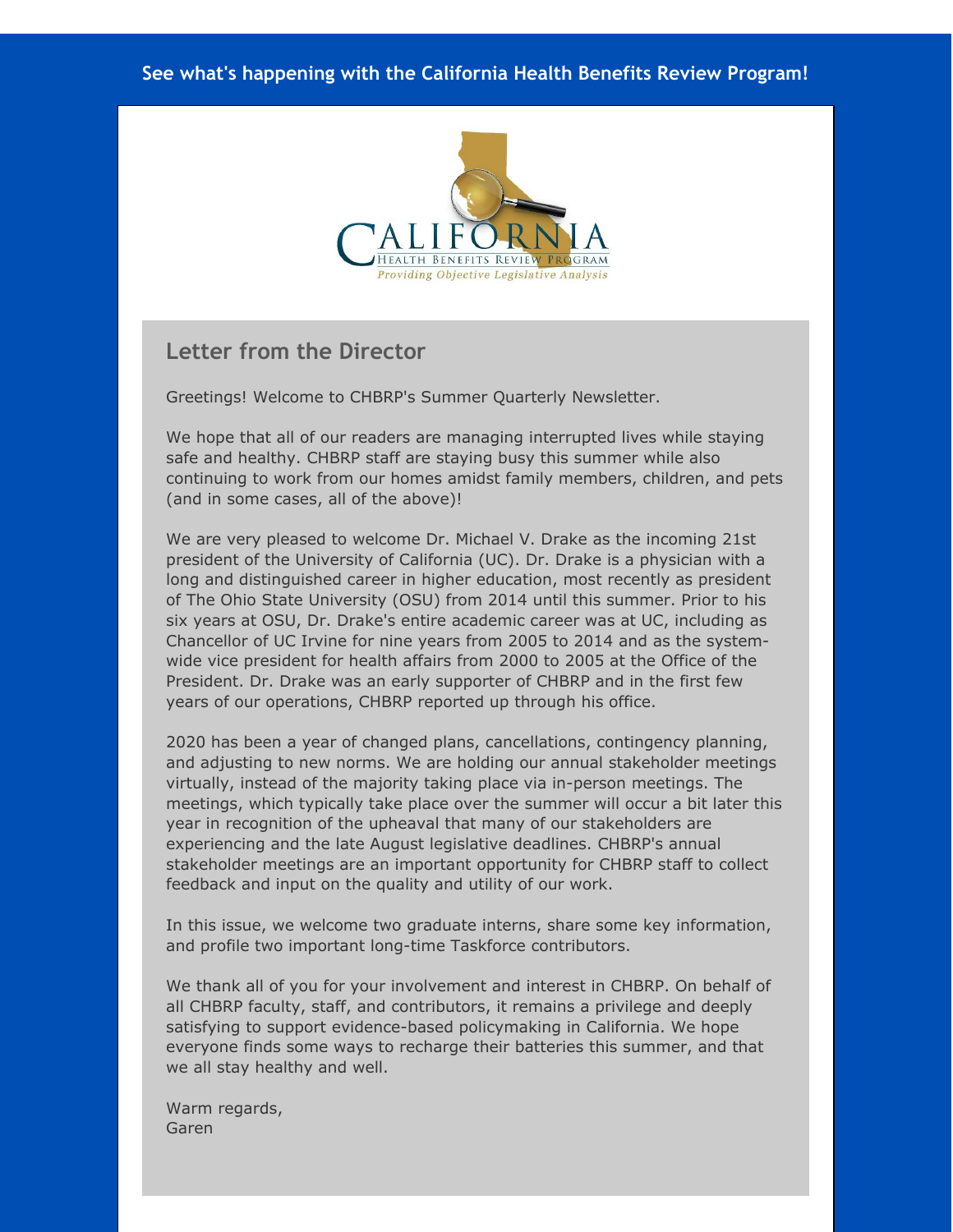**See what's happening with the California Health Benefits Review Program!**

CALIFORNIA
HEALTH BENEFITS REVIEW PROGRAM
*Providing Objective Legislative Analysis*

## Letter from the Director

Greetings! Welcome to CHBRP's Summer Quarterly Newsletter.

We hope that all of our readers are managing interrupted lives while staying safe and healthy. CHBRP staff are staying busy this summer while also continuing to work from our homes amidst family members, children, and pets (and in some cases, all of the above)!

We are very pleased to welcome Dr. Michael V. Drake as the incoming 21st president of the University of California (UC). Dr. Drake is a physician with a long and distinguished career in higher education, most recently as president of The Ohio State University (OSU) from 2014 until this summer. Prior to his six years at OSU, Dr. Drake's entire academic career was at UC, including as Chancellor of UC Irvine for nine years from 2005 to 2014 and as the system-wide vice president for health affairs from 2000 to 2005 at the Office of the President. Dr. Drake was an early supporter of CHBRP and in the first few years of our operations, CHBRP reported up through his office.

2020 has been a year of changed plans, cancellations, contingency planning, and adjusting to new norms. We are holding our annual stakeholder meetings virtually, instead of the majority taking place via in-person meetings. The meetings, which typically take place over the summer will occur a bit later this year in recognition of the upheaval that many of our stakeholders are experiencing and the late August legislative deadlines. CHBRP's annual stakeholder meetings are an important opportunity for CHBRP staff to collect feedback and input on the quality and utility of our work.

In this issue, we welcome two graduate interns, share some key information, and profile two important long-time Taskforce contributors.

We thank all of you for your involvement and interest in CHBRP. On behalf of all CHBRP faculty, staff, and contributors, it remains a privilege and deeply satisfying to support evidence-based policymaking in California. We hope everyone finds some ways to recharge their batteries this summer, and that we all stay healthy and well.

Warm regards,
Garen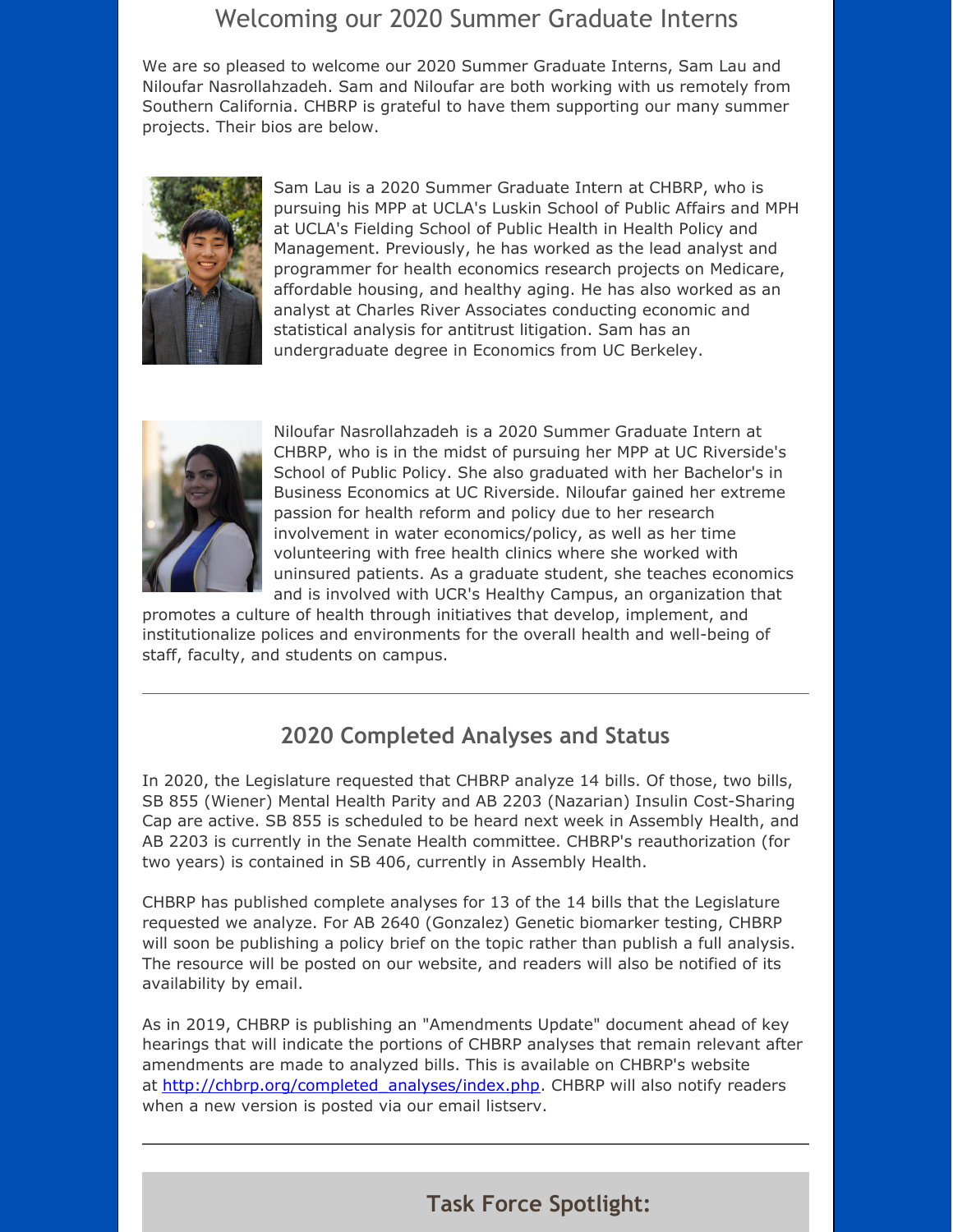## Welcoming our 2020 Summer Graduate Interns

We are so pleased to welcome our 2020 Summer Graduate Interns, Sam Lau and Niloufar Nasrollahzadeh. Sam and Niloufar are both working with us remotely from Southern California. CHBRP is grateful to have them supporting our many summer projects. Their bios are below.

Sam Lau is a 2020 Summer Graduate Intern at CHBRP, who is pursuing his MPP at UCLA's Luskin School of Public Affairs and MPH at UCLA's Fielding School of Public Health in Health Policy and Management. Previously, he has worked as the lead analyst and programmer for health economics research projects on Medicare, affordable housing, and healthy aging. He has also worked as an analyst at Charles River Associates conducting economic and statistical analysis for antitrust litigation. Sam has an undergraduate degree in Economics from UC Berkeley.

Niloufar Nasrollahzadeh is a 2020 Summer Graduate Intern at CHBRP, who is in the midst of pursuing her MPP at UC Riverside's School of Public Policy. She also graduated with her Bachelor's in Business Economics at UC Riverside. Niloufar gained her extreme passion for health reform and policy due to her research involvement in water economics/policy, as well as her time volunteering with free health clinics where she worked with uninsured patients. As a graduate student, she teaches economics and is involved with UCR's Healthy Campus, an organization that promotes a culture of health through initiatives that develop, implement, and institutionalize polices and environments for the overall health and well-being of staff, faculty, and students on campus.

---

## 2020 Completed Analyses and Status

In 2020, the Legislature requested that CHBRP analyze 14 bills. Of those, two bills, SB 855 (Wiener) Mental Health Parity and AB 2203 (Nazarian) Insulin Cost-Sharing Cap are active. SB 855 is scheduled to be heard next week in Assembly Health, and AB 2203 is currently in the Senate Health committee. CHBRP's reauthorization (for two years) is contained in SB 406, currently in Assembly Health.

CHBRP has published complete analyses for 13 of the 14 bills that the Legislature requested we analyze. For AB 2640 (Gonzalez) Genetic biomarker testing, CHBRP will soon be publishing a policy brief on the topic rather than publish a full analysis. The resource will be posted on our website, and readers will also be notified of its availability by email.

As in 2019, CHBRP is publishing an "Amendments Update" document ahead of key hearings that will indicate the portions of CHBRP analyses that remain relevant after amendments are made to analyzed bills. This is available on CHBRP's website at http://chbrp.org/completed_analyses/index.php. CHBRP will also notify readers when a new version is posted via our email listserv.

---

## Task Force Spotlight: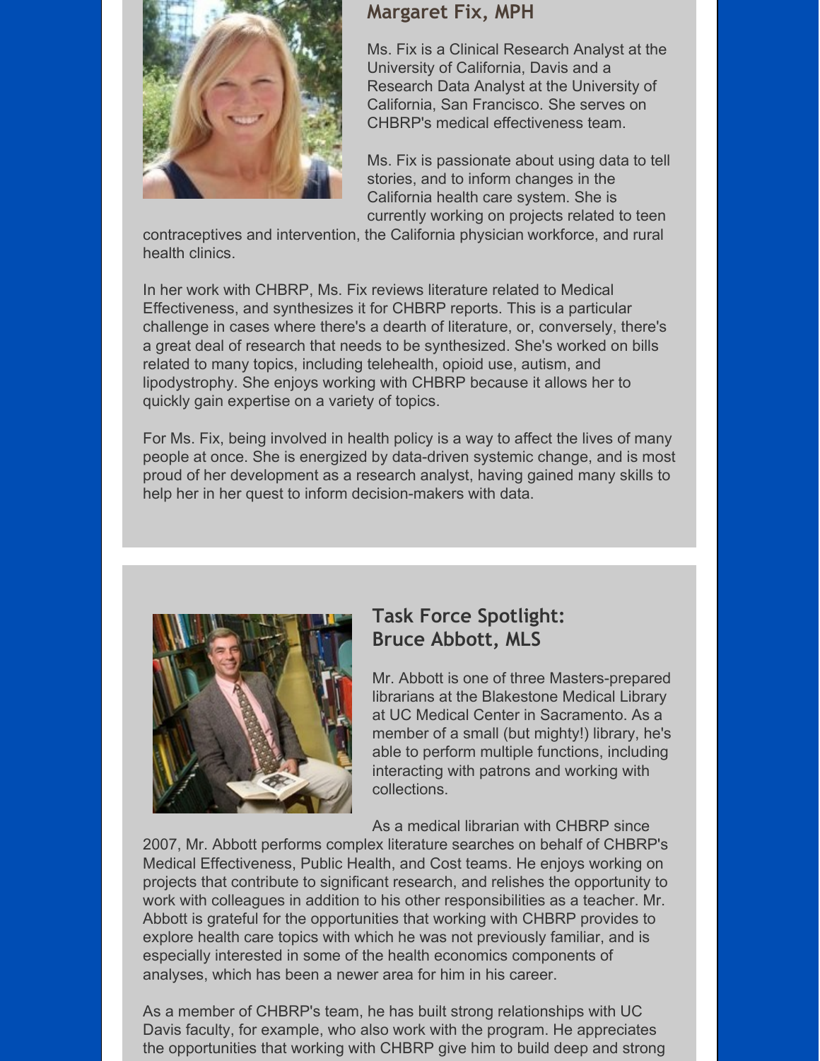## Margaret Fix, MPH

Ms. Fix is a Clinical Research Analyst at the University of California, Davis and a Research Data Analyst at the University of California, San Francisco. She serves on CHBRP's medical effectiveness team.

Ms. Fix is passionate about using data to tell stories, and to inform changes in the California health care system. She is currently working on projects related to teen contraceptives and intervention, the California physician workforce, and rural health clinics.

In her work with CHBRP, Ms. Fix reviews literature related to Medical Effectiveness, and synthesizes it for CHBRP reports. This is a particular challenge in cases where there's a dearth of literature, or, conversely, there's a great deal of research that needs to be synthesized. She's worked on bills related to many topics, including telehealth, opioid use, autism, and lipodystrophy. She enjoys working with CHBRP because it allows her to quickly gain expertise on a variety of topics.

For Ms. Fix, being involved in health policy is a way to affect the lives of many people at once. She is energized by data-driven systemic change, and is most proud of her development as a research analyst, having gained many skills to help her in her quest to inform decision-makers with data.

## Task Force Spotlight: Bruce Abbott, MLS

Mr. Abbott is one of three Masters-prepared librarians at the Blakestone Medical Library at UC Medical Center in Sacramento. As a member of a small (but mighty!) library, he's able to perform multiple functions, including interacting with patrons and working with collections.

As a medical librarian with CHBRP since 2007, Mr. Abbott performs complex literature searches on behalf of CHBRP's Medical Effectiveness, Public Health, and Cost teams. He enjoys working on projects that contribute to significant research, and relishes the opportunity to work with colleagues in addition to his other responsibilities as a teacher. Mr. Abbott is grateful for the opportunities that working with CHBRP provides to explore health care topics with which he was not previously familiar, and is especially interested in some of the health economics components of analyses, which has been a newer area for him in his career.

As a member of CHBRP's team, he has built strong relationships with UC Davis faculty, for example, who also work with the program. He appreciates the opportunities that working with CHBRP give him to build deep and strong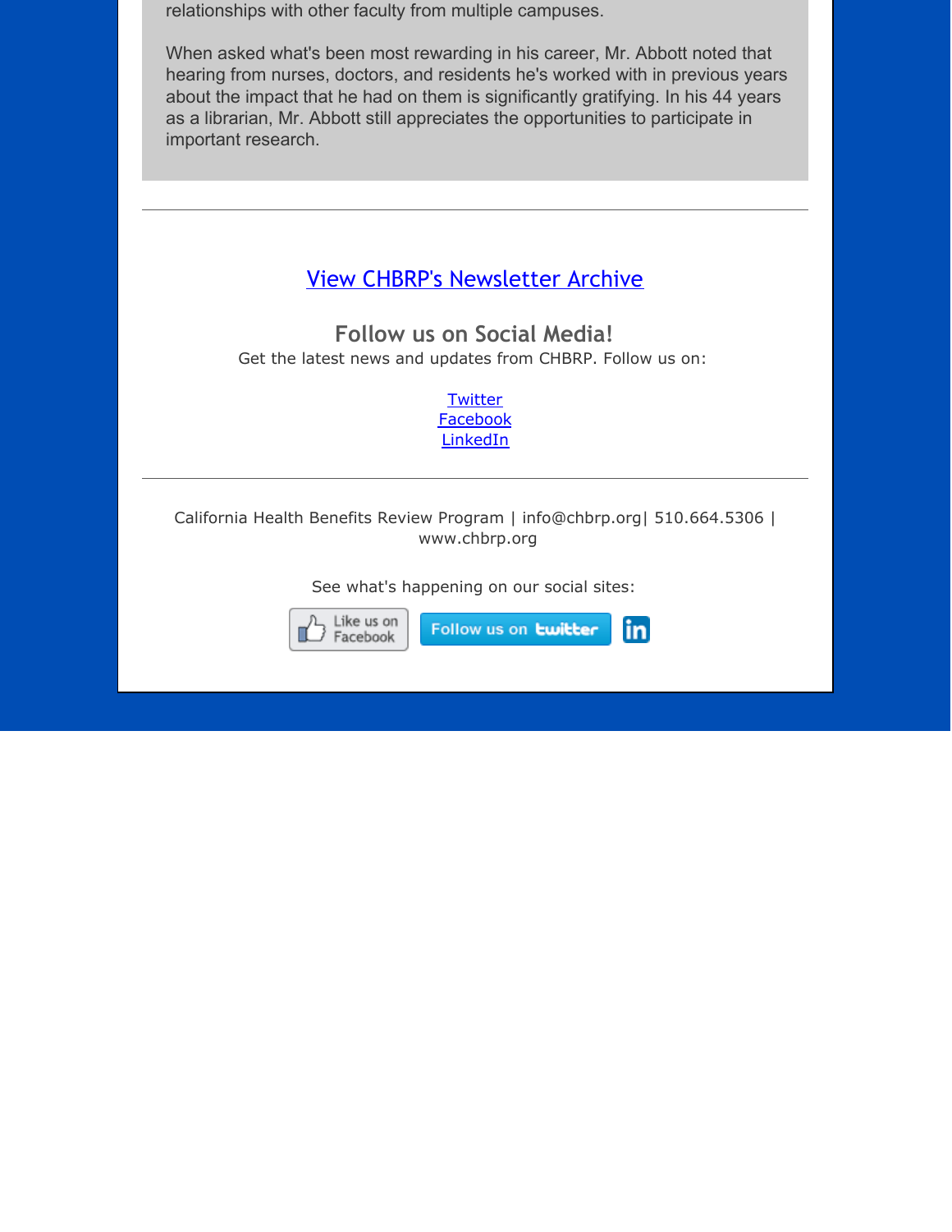relationships with other faculty from multiple campuses.

When asked what's been most rewarding in his career, Mr. Abbott noted that hearing from nurses, doctors, and residents he's worked with in previous years about the impact that he had on them is significantly gratifying. In his 44 years as a librarian, Mr. Abbott still appreciates the opportunities to participate in important research.

---

View CHBRP's Newsletter Archive

## Follow us on Social Media!

Get the latest news and updates from CHBRP. Follow us on:

Twitter
Facebook
LinkedIn

---

California Health Benefits Review Program | info@chbrp.org| 510.664.5306 | www.chbrp.org

See what's happening on our social sites:

Like us on Facebook | Follow us on twitter | in